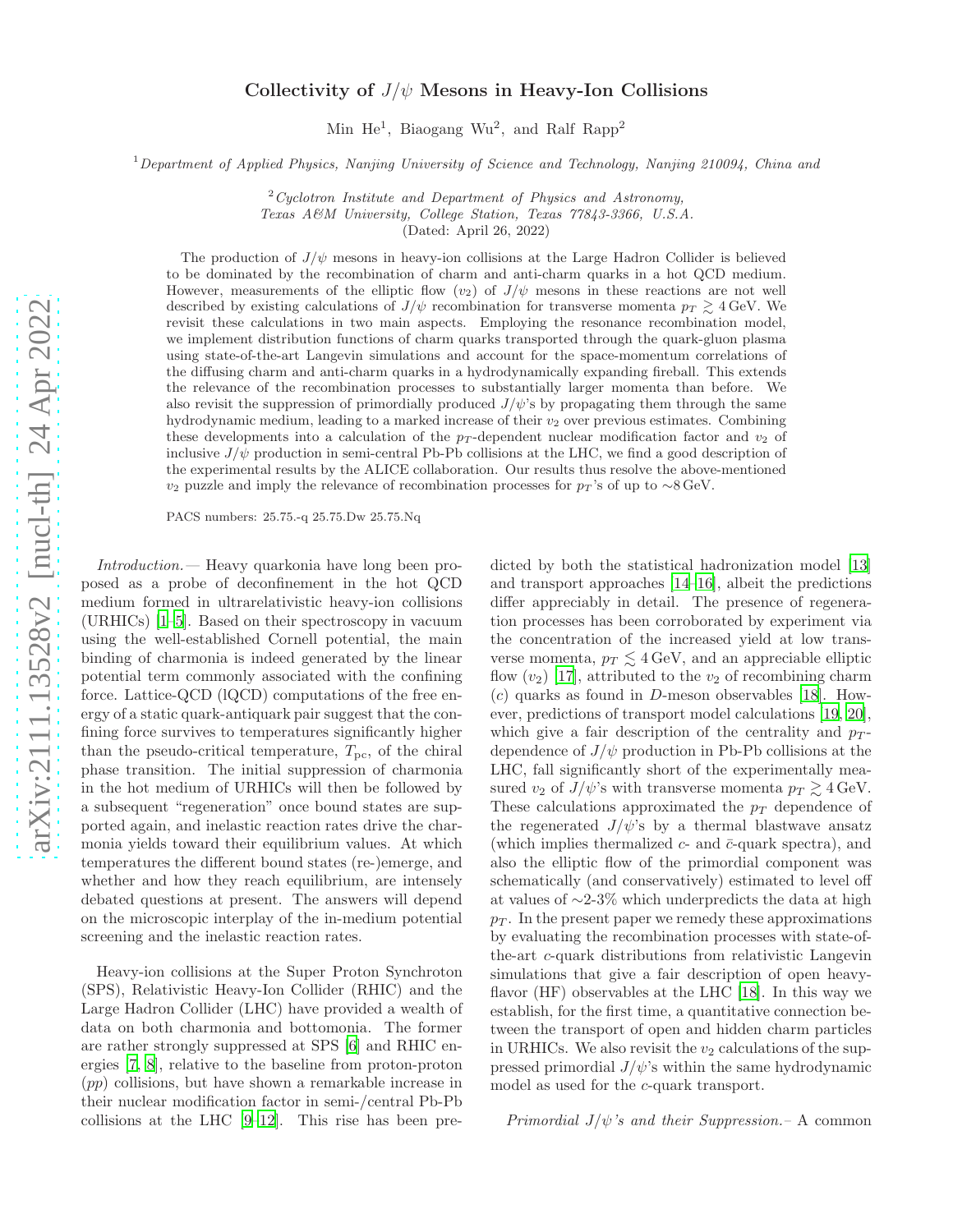# Collectivity of $J/\psi$ Mesons in Heavy-Ion Collisions

Min He[1], Biaogang Wu[2], and Ralf Rapp[2]

[1] *Department of Applied Physics, Nanjing University of Science and Technology, Nanjing 210094, China and*

[2] *Cyclotron Institute and Department of Physics and Astronomy, Texas A&M University, College Station, Texas 77843-3366, U.S.A.*

(Dated: April 26, 2022)

The production of $J/\psi$ mesons in heavy-ion collisions at the Large Hadron Collider is believed to be dominated by the recombination of charm and anti-charm quarks in a hot QCD medium. However, measurements of the elliptic flow ($v_2$) of $J/\psi$ mesons in these reactions are not well described by existing calculations of $J/\psi$ recombination for transverse momenta $p_T \gtrsim 4\,\text{GeV}$. We revisit these calculations in two main aspects. Employing the resonance recombination model, we implement distribution functions of charm quarks transported through the quark-gluon plasma using state-of-the-art Langevin simulations and account for the space-momentum correlations of the diffusing charm and anti-charm quarks in a hydrodynamically expanding fireball. This extends the relevance of the recombination processes to substantially larger momenta than before. We also revisit the suppression of primordially produced $J/\psi$'s by propagating them through the same hydrodynamic medium, leading to a marked increase of their $v_2$ over previous estimates. Combining these developments into a calculation of the $p_T$-dependent nuclear modification factor and $v_2$ of inclusive $J/\psi$ production in semi-central Pb-Pb collisions at the LHC, we find a good description of the experimental results by the ALICE collaboration. Our results thus resolve the above-mentioned $v_2$ puzzle and imply the relevance of recombination processes for $p_T$'s of up to $\sim$8 GeV.

PACS numbers: 25.75.-q 25.75.Dw 25.75.Nq

*Introduction.*— Heavy quarkonia have long been proposed as a probe of deconfinement in the hot QCD medium formed in ultrarelativistic heavy-ion collisions (URHICs) [1–5]. Based on their spectroscopy in vacuum using the well-established Cornell potential, the main binding of charmonia is indeed generated by the linear potential term commonly associated with the confining force. Lattice-QCD (lQCD) computations of the free energy of a static quark-antiquark pair suggest that the confining force survives to temperatures significantly higher than the pseudo-critical temperature, $T_{\rm pc}$, of the chiral phase transition. The initial suppression of charmonia in the hot medium of URHICs will then be followed by a subsequent "regeneration" once bound states are supported again, and inelastic reaction rates drive the charmonia yields toward their equilibrium values. At which temperatures the different bound states (re-)emerge, and whether and how they reach equilibrium, are intensely debated questions at present. The answers will depend on the microscopic interplay of the in-medium potential screening and the inelastic reaction rates.

Heavy-ion collisions at the Super Proton Synchrotron (SPS), Relativistic Heavy-Ion Collider (RHIC) and the Large Hadron Collider (LHC) have provided a wealth of data on both charmonia and bottomonia. The former are rather strongly suppressed at SPS [6] and RHIC energies [7, 8], relative to the baseline from proton-proton ($pp$) collisions, but have shown a remarkable increase in their nuclear modification factor in semi-/central Pb-Pb collisions at the LHC [9–12]. This rise has been predicted by both the statistical hadronization model [13] and transport approaches [14–16], albeit the predictions differ appreciably in detail. The presence of regeneration processes has been corroborated by experiment via the concentration of the increased yield at low transverse momenta, $p_T \lesssim 4\,\text{GeV}$, and an appreciable elliptic flow ($v_2$) [17], attributed to the $v_2$ of recombining charm ($c$) quarks as found in $D$-meson observables [18]. However, predictions of transport model calculations [19, 20], which give a fair description of the centrality and $p_T$-dependence of $J/\psi$ production in Pb-Pb collisions at the LHC, fall significantly short of the experimentally measured $v_2$ of $J/\psi$'s with transverse momenta $p_T \gtrsim 4\,\text{GeV}$. These calculations approximated the $p_T$ dependence of the regenerated $J/\psi$'s by a thermal blastwave ansatz (which implies thermalized $c$- and $\bar{c}$-quark spectra), and also the elliptic flow of the primordial component was schematically (and conservatively) estimated to level off at values of $\sim$2-3% which underpredicts the data at high $p_T$. In the present paper we remedy these approximations by evaluating the recombination processes with state-of-the-art $c$-quark distributions from relativistic Langevin simulations that give a fair description of open heavy-flavor (HF) observables at the LHC [18]. In this way we establish, for the first time, a quantitative connection between the transport of open and hidden charm particles in URHICs. We also revisit the $v_2$ calculations of the suppressed primordial $J/\psi$'s within the same hydrodynamic model as used for the $c$-quark transport.

*Primordial $J/\psi$'s and their Suppression.*– A common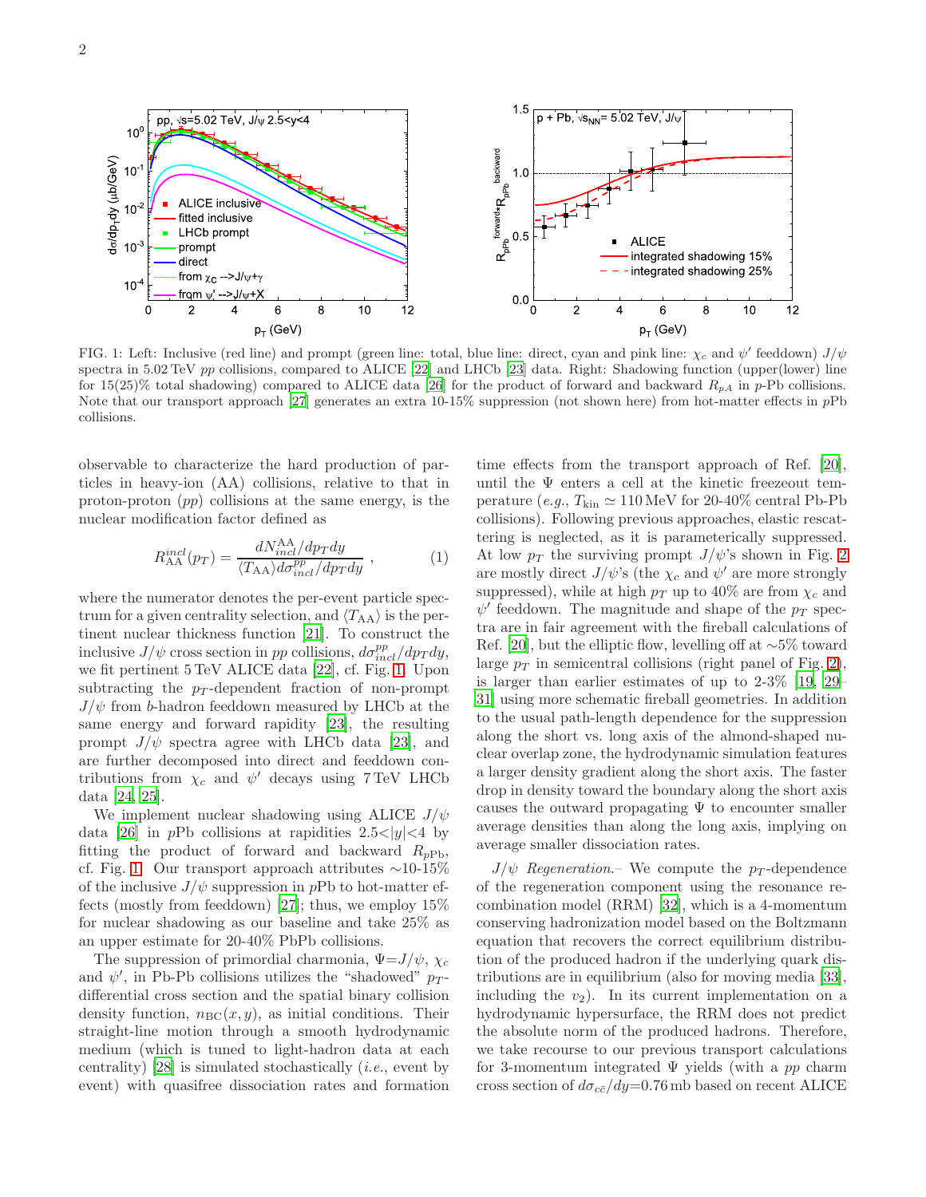pp, $\sqrt{s}$=5.02 TeV, J/ψ 2.5<y<4

dσ/dp$_T$dy (μb/GeV)

p$_T$ (GeV)

ALICE inclusive
fitted inclusive
LHCb prompt
prompt
direct
from χ$_C$ -->J/ψ+γ
from ψ' -->J/ψ+X

p + Pb, $\sqrt{s_{NN}}$= 5.02 TeV, J/ψ

R$_{pPb}^{forward}$*R$_{pPb}^{backward}$

p$_T$ (GeV)

ALICE
integrated shadowing 15%
integrated shadowing 25%

FIG. 1: Left: Inclusive (red line) and prompt (green line: total, blue line: direct, cyan and pink line: $\chi_c$ and $\psi'$ feeddown) $J/\psi$ spectra in 5.02 TeV $pp$ collisions, compared to ALICE [22] and LHCb [23] data. Right: Shadowing function (upper(lower) line for 15(25)% total shadowing) compared to ALICE data [26] for the product of forward and backward $R_{pA}$ in $p$-Pb collisions. Note that our transport approach [27] generates an extra 10-15% suppression (not shown here) from hot-matter effects in $p$Pb collisions.

observable to characterize the hard production of particles in heavy-ion (AA) collisions, relative to that in proton-proton ($pp$) collisions at the same energy, is the nuclear modification factor defined as

$$R_{\rm AA}^{incl}(p_T) = \frac{dN_{incl}^{\rm AA}/dp_T dy}{\langle T_{\rm AA}\rangle d\sigma_{incl}^{pp}/dp_T dy} \ , \qquad (1)$$

where the numerator denotes the per-event particle spectrum for a given centrality selection, and $\langle T_{\rm AA}\rangle$ is the pertinent nuclear thickness function [21]. To construct the inclusive $J/\psi$ cross section in $pp$ collisions, $d\sigma_{incl}^{pp}/dp_T dy$, we fit pertinent 5 TeV ALICE data [22], cf. Fig. 1. Upon subtracting the $p_T$-dependent fraction of non-prompt $J/\psi$ from $b$-hadron feeddown measured by LHCb at the same energy and forward rapidity [23], the resulting prompt $J/\psi$ spectra agree with LHCb data [23], and are further decomposed into direct and feeddown contributions from $\chi_c$ and $\psi'$ decays using 7 TeV LHCb data [24, 25].

We implement nuclear shadowing using ALICE $J/\psi$ data [26] in $p$Pb collisions at rapidities 2.5<$|y|$<4 by fitting the product of forward and backward $R_{p\rm Pb}$, cf. Fig. 1. Our transport approach attributes ∼10-15% of the inclusive $J/\psi$ suppression in $p$Pb to hot-matter effects (mostly from feeddown) [27]; thus, we employ 15% for nuclear shadowing as our baseline and take 25% as an upper estimate for 20-40% PbPb collisions.

The suppression of primordial charmonia, $\Psi$=$J/\psi$, $\chi_c$ and $\psi'$, in Pb-Pb collisions utilizes the "shadowed" $p_T$-differential cross section and the spatial binary collision density function, $n_{\rm BC}(x,y)$, as initial conditions. Their straight-line motion through a smooth hydrodynamic medium (which is tuned to light-hadron data at each centrality) [28] is simulated stochastically (*i.e.*, event by event) with quasifree dissociation rates and formation time effects from the transport approach of Ref. [20], until the $\Psi$ enters a cell at the kinetic freezeout temperature (*e.g.*, $T_{\rm kin}\simeq 110$ MeV for 20-40% central Pb-Pb collisions). Following previous approaches, elastic rescattering is neglected, as it is parameterically suppressed. At low $p_T$ the surviving prompt $J/\psi$'s shown in Fig. 2 are mostly direct $J/\psi$'s (the $\chi_c$ and $\psi'$ are more strongly suppressed), while at high $p_T$ up to 40% are from $\chi_c$ and $\psi'$ feeddown. The magnitude and shape of the $p_T$ spectra are in fair agreement with the fireball calculations of Ref. [20], but the elliptic flow, levelling off at ∼5% toward large $p_T$ in semicentral collisions (right panel of Fig. 2), is larger than earlier estimates of up to 2-3% [19, 29–31] using more schematic fireball geometries. In addition to the usual path-length dependence for the suppression along the short vs. long axis of the almond-shaped nuclear overlap zone, the hydrodynamic simulation features a larger density gradient along the short axis. The faster drop in density toward the boundary along the short axis causes the outward propagating $\Psi$ to encounter smaller average densities than along the long axis, implying on average smaller dissociation rates.

*$J/\psi$ Regeneration.–* We compute the $p_T$-dependence of the regeneration component using the resonance recombination model (RRM) [32], which is a 4-momentum conserving hadronization model based on the Boltzmann equation that recovers the correct equilibrium distribution of the produced hadron if the underlying quark distributions are in equilibrium (also for moving media [33], including the $v_2$). In its current implementation on a hydrodynamic hypersurface, the RRM does not predict the absolute norm of the produced hadrons. Therefore, we take recourse to our previous transport calculations for 3-momentum integrated $\Psi$ yields (with a $pp$ charm cross section of $d\sigma_{c\bar{c}}/dy$=0.76 mb based on recent ALICE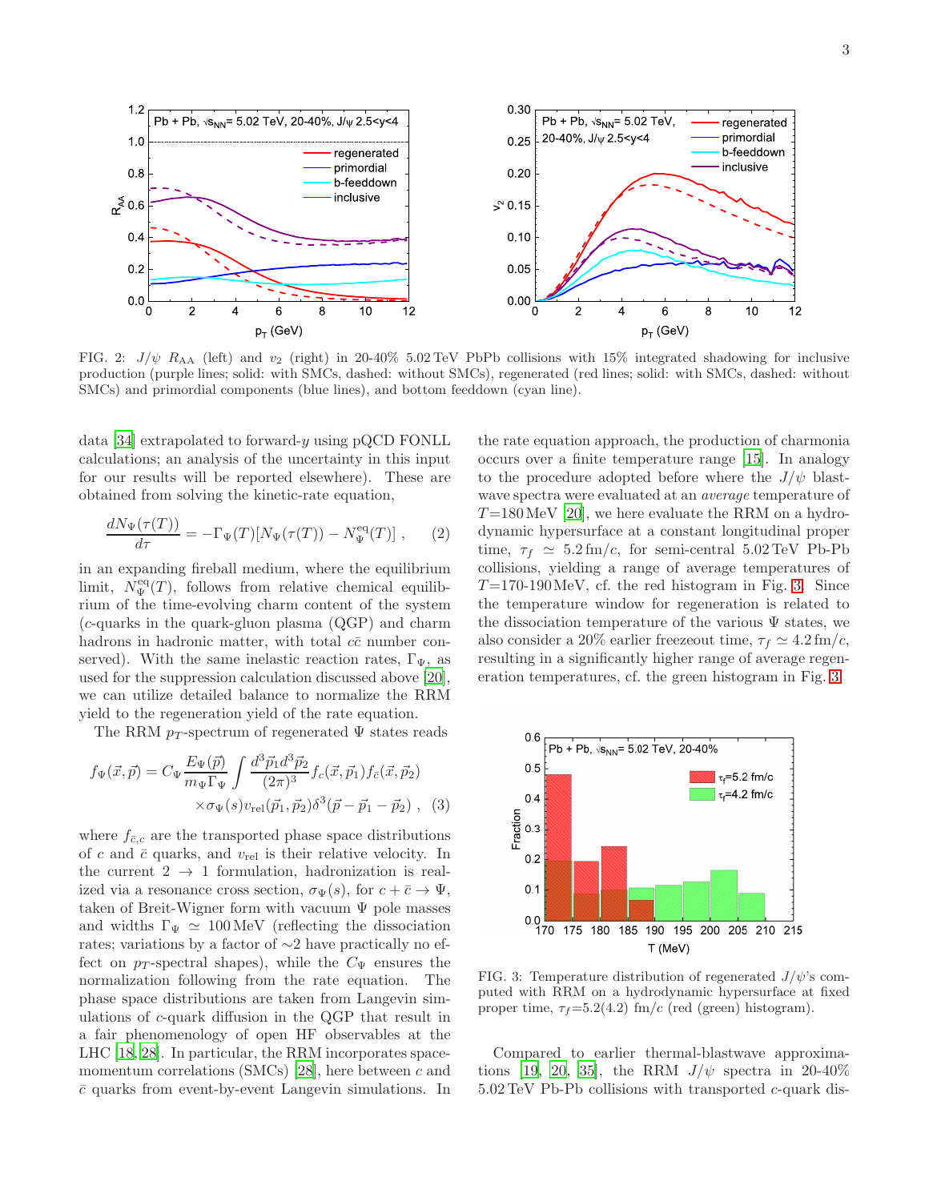Pb + Pb, $\sqrt{s_{NN}}$= 5.02 TeV, 20-40%, J/ψ 2.5<y<4

regenerated
primordial
b-feeddown
inclusive

$R_{AA}$

$p_T$ (GeV)

Pb + Pb, $\sqrt{s_{NN}}$= 5.02 TeV, 20-40%, J/ψ 2.5<y<4

regenerated
primordial
b-feeddown
inclusive

$v_2$

$p_T$ (GeV)

FIG. 2: $J/\psi$ $R_{AA}$ (left) and $v_2$ (right) in 20-40% 5.02 TeV PbPb collisions with 15% integrated shadowing for inclusive production (purple lines; solid: with SMCs, dashed: without SMCs), regenerated (red lines; solid: with SMCs, dashed: without SMCs) and primordial components (blue lines), and bottom feeddown (cyan line).

data [34] extrapolated to forward-$y$ using pQCD FONLL calculations; an analysis of the uncertainty in this input for our results will be reported elsewhere). These are obtained from solving the kinetic-rate equation,

$$\frac{dN_\Psi(\tau(T))}{d\tau} = -\Gamma_\Psi(T)[N_\Psi(\tau(T)) - N_\Psi^{\rm eq}(T)] \ , \qquad (2)$$

in an expanding fireball medium, where the equilibrium limit, $N_\Psi^{\rm eq}(T)$, follows from relative chemical equilibrium of the time-evolving charm content of the system ($c$-quarks in the quark-gluon plasma (QGP) and charm hadrons in hadronic matter, with total $c\bar{c}$ number conserved). With the same inelastic reaction rates, $\Gamma_\Psi$, as used for the suppression calculation discussed above [20], we can utilize detailed balance to normalize the RRM yield to the regeneration yield of the rate equation.

The RRM $p_T$-spectrum of regenerated $\Psi$ states reads

$$f_\Psi(\vec{x},\vec{p}) = C_\Psi \frac{E_\Psi(\vec{p})}{m_\Psi \Gamma_\Psi} \int \frac{d^3\vec{p}_1 d^3\vec{p}_2}{(2\pi)^3} f_c(\vec{x},\vec{p}_1) f_{\bar{c}}(\vec{x},\vec{p}_2) \times \sigma_\Psi(s) v_{\rm rel}(\vec{p}_1,\vec{p}_2) \delta^3(\vec{p}-\vec{p}_1-\vec{p}_2) \ , \quad (3)$$

where $f_{\bar{c},c}$ are the transported phase space distributions of $c$ and $\bar{c}$ quarks, and $v_{\rm rel}$ is their relative velocity. In the current $2 \to 1$ formulation, hadronization is realized via a resonance cross section, $\sigma_\Psi(s)$, for $c + \bar{c} \to \Psi$, taken of Breit-Wigner form with vacuum $\Psi$ pole masses and widths $\Gamma_\Psi \simeq 100$ MeV (reflecting the dissociation rates; variations by a factor of ~2 have practically no effect on $p_T$-spectral shapes), while the $C_\Psi$ ensures the normalization following from the rate equation. The phase space distributions are taken from Langevin simulations of $c$-quark diffusion in the QGP that result in a fair phenomenology of open HF observables at the LHC [18, 28]. In particular, the RRM incorporates space-momentum correlations (SMCs) [28], here between $c$ and $\bar{c}$ quarks from event-by-event Langevin simulations. In the rate equation approach, the production of charmonia occurs over a finite temperature range [15]. In analogy to the procedure adopted before where the $J/\psi$ blastwave spectra were evaluated at an *average* temperature of $T$=180 MeV [20], we here evaluate the RRM on a hydrodynamic hypersurface at a constant longitudinal proper time, $\tau_f \simeq 5.2$ fm/$c$, for semi-central 5.02 TeV Pb-Pb collisions, yielding a range of average temperatures of $T$=170-190 MeV, cf. the red histogram in Fig. 3. Since the temperature window for regeneration is related to the dissociation temperature of the various $\Psi$ states, we also consider a 20% earlier freezeout time, $\tau_f \simeq 4.2$ fm/$c$, resulting in a significantly higher range of average regeneration temperatures, cf. the green histogram in Fig. 3.

Pb + Pb, $\sqrt{s_{NN}}$= 5.02 TeV, 20-40%

$\tau_f$=5.2 fm/c
$\tau_f$=4.2 fm/c

Fraction

T (MeV)

FIG. 3: Temperature distribution of regenerated $J/\psi$'s computed with RRM on a hydrodynamic hypersurface at fixed proper time, $\tau_f$=5.2(4.2) fm/c (red (green) histogram).

Compared to earlier thermal-blastwave approximations [19, 20, 35], the RRM $J/\psi$ spectra in 20-40% 5.02 TeV Pb-Pb collisions with transported $c$-quark dis-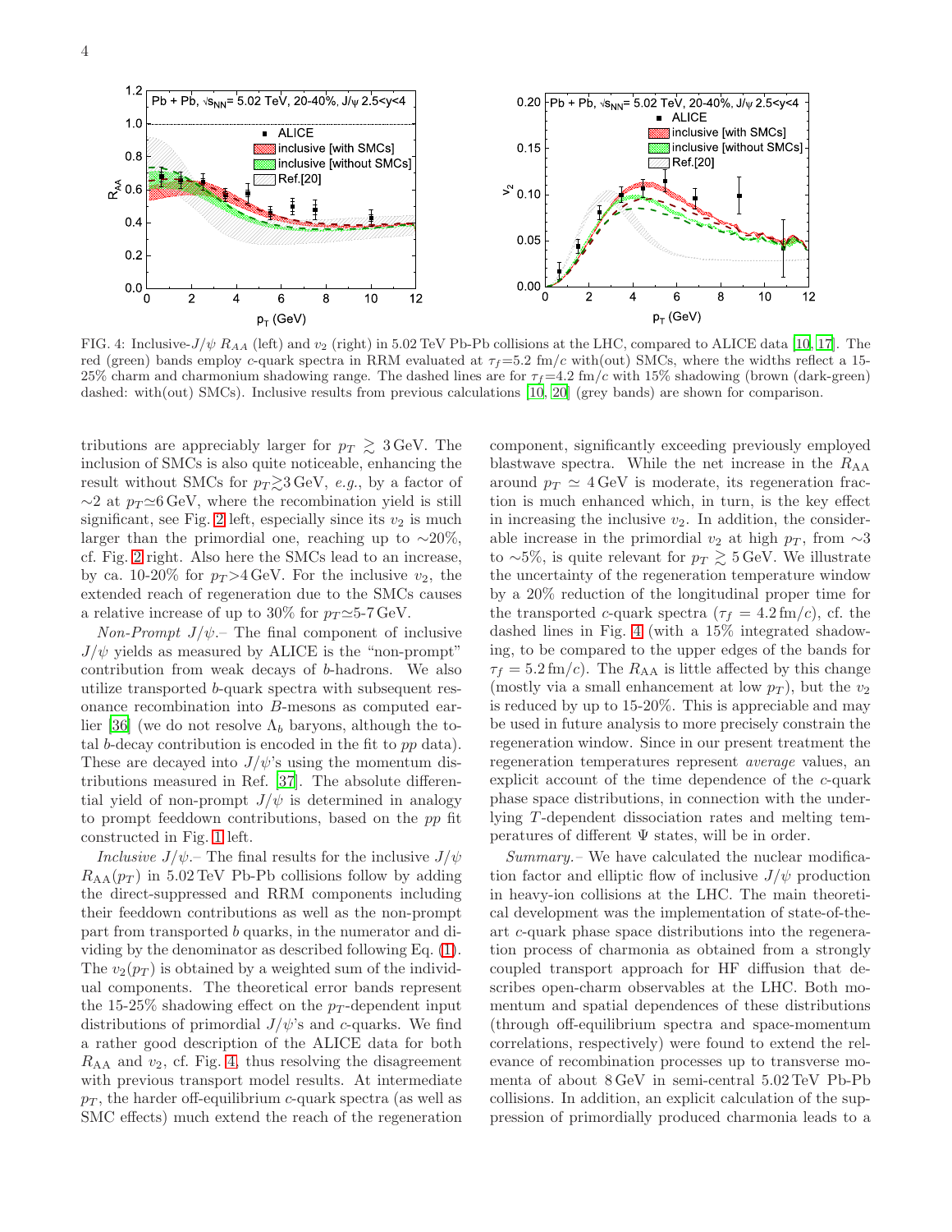Pb + Pb, $\sqrt{s_{NN}}$= 5.02 TeV, 20-40%, J/ψ 2.5<y<4

ALICE

inclusive [with SMCs]

inclusive [without SMCs]

Ref.[20]

$R_{AA}$

$p_T$ (GeV)

Pb + Pb, $\sqrt{s_{NN}}$= 5.02 TeV, 20-40%, J/ψ 2.5<y<4

ALICE

inclusive [with SMCs]

inclusive [without SMCs]

Ref.[20]

$v_2$

$p_T$ (GeV)

FIG. 4: Inclusive-$J/\psi$ $R_{AA}$ (left) and $v_2$ (right) in 5.02 TeV Pb-Pb collisions at the LHC, compared to ALICE data [10, 17]. The red (green) bands employ $c$-quark spectra in RRM evaluated at $\tau_f$=5.2 fm/$c$ with(out) SMCs, where the widths reflect a 15-25% charm and charmonium shadowing range. The dashed lines are for $\tau_f$=4.2 fm/$c$ with 15% shadowing (brown (dark-green) dashed: with(out) SMCs). Inclusive results from previous calculations [10, 20] (grey bands) are shown for comparison.

tributions are appreciably larger for $p_T \gtrsim 3$ GeV. The inclusion of SMCs is also quite noticeable, enhancing the result without SMCs for $p_T \gtrsim 3$ GeV, *e.g.*, by a factor of $\sim$2 at $p_T \simeq 6$ GeV, where the recombination yield is still significant, see Fig. 2 left, especially since its $v_2$ is much larger than the primordial one, reaching up to $\sim$20%, cf. Fig. 2 right. Also here the SMCs lead to an increase, by ca. 10-20% for $p_T$>4 GeV. For the inclusive $v_2$, the extended reach of regeneration due to the SMCs causes a relative increase of up to 30% for $p_T \simeq$5-7 GeV.

*Non-Prompt $J/\psi$.–* The final component of inclusive $J/\psi$ yields as measured by ALICE is the "non-prompt" contribution from weak decays of $b$-hadrons. We also utilize transported $b$-quark spectra with subsequent resonance recombination into $B$-mesons as computed earlier [36] (we do not resolve $\Lambda_b$ baryons, although the total $b$-decay contribution is encoded in the fit to $pp$ data). These are decayed into $J/\psi$'s using the momentum distributions measured in Ref. [37]. The absolute differential yield of non-prompt $J/\psi$ is determined in analogy to prompt feeddown contributions, based on the $pp$ fit constructed in Fig. 1 left.

*Inclusive $J/\psi$.–* The final results for the inclusive $J/\psi$ $R_{AA}(p_T)$ in 5.02 TeV Pb-Pb collisions follow by adding the direct-suppressed and RRM components including their feeddown contributions as well as the non-prompt part from transported $b$ quarks, in the numerator and dividing by the denominator as described following Eq. (1). The $v_2(p_T)$ is obtained by a weighted sum of the individual components. The theoretical error bands represent the 15-25% shadowing effect on the $p_T$-dependent input distributions of primordial $J/\psi$'s and $c$-quarks. We find a rather good description of the ALICE data for both $R_{AA}$ and $v_2$, cf. Fig. 4, thus resolving the disagreement with previous transport model results. At intermediate $p_T$, the harder off-equilibrium $c$-quark spectra (as well as SMC effects) much extend the reach of the regeneration component, significantly exceeding previously employed blastwave spectra. While the net increase in the $R_{AA}$ around $p_T \simeq 4$ GeV is moderate, its regeneration fraction is much enhanced which, in turn, is the key effect in increasing the inclusive $v_2$. In addition, the considerable increase in the primordial $v_2$ at high $p_T$, from $\sim$3 to $\sim$5%, is quite relevant for $p_T \gtrsim 5$ GeV. We illustrate the uncertainty of the regeneration temperature window by a 20% reduction of the longitudinal proper time for the transported $c$-quark spectra ($\tau_f = 4.2$ fm/$c$), cf. the dashed lines in Fig. 4 (with a 15% integrated shadowing, to be compared to the upper edges of the bands for $\tau_f = 5.2$ fm/$c$). The $R_{AA}$ is little affected by this change (mostly via a small enhancement at low $p_T$), but the $v_2$ is reduced by up to 15-20%. This is appreciable and may be used in future analysis to more precisely constrain the regeneration window. Since in our present treatment the regeneration temperatures represent *average* values, an explicit account of the time dependence of the $c$-quark phase space distributions, in connection with the underlying $T$-dependent dissociation rates and melting temperatures of different $\Psi$ states, will be in order.

*Summary.–* We have calculated the nuclear modification factor and elliptic flow of inclusive $J/\psi$ production in heavy-ion collisions at the LHC. The main theoretical development was the implementation of state-of-the-art $c$-quark phase space distributions into the regeneration process of charmonia as obtained from a strongly coupled transport approach for HF diffusion that describes open-charm observables at the LHC. Both momentum and spatial dependences of these distributions (through off-equilibrium spectra and space-momentum correlations, respectively) were found to extend the relevance of recombination processes up to transverse momenta of about 8 GeV in semi-central 5.02 TeV Pb-Pb collisions. In addition, an explicit calculation of the suppression of primordially produced charmonia leads to a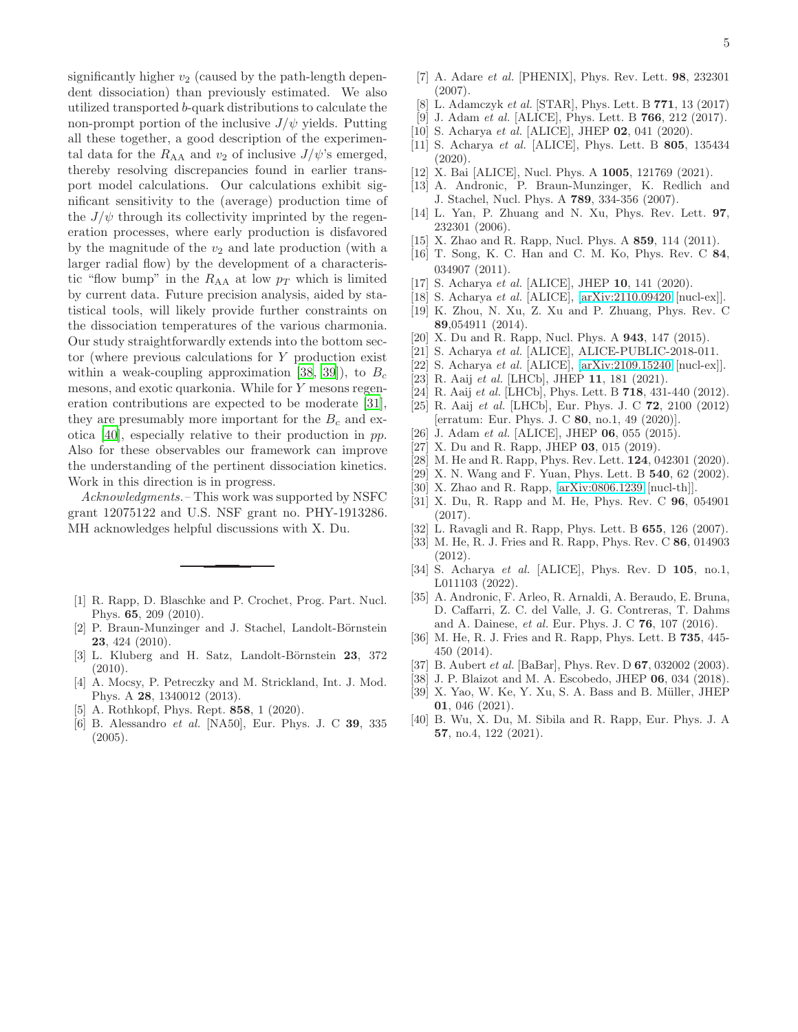significantly higher $v_2$ (caused by the path-length dependent dissociation) than previously estimated. We also utilized transported $b$-quark distributions to calculate the non-prompt portion of the inclusive $J/\psi$ yields. Putting all these together, a good description of the experimental data for the $R_{\rm AA}$ and $v_2$ of inclusive $J/\psi$'s emerged, thereby resolving discrepancies found in earlier transport model calculations. Our calculations exhibit significant sensitivity to the (average) production time of the $J/\psi$ through its collectivity imprinted by the regeneration processes, where early production is disfavored by the magnitude of the $v_2$ and late production (with a larger radial flow) by the development of a characteristic "flow bump" in the $R_{\rm AA}$ at low $p_T$ which is limited by current data. Future precision analysis, aided by statistical tools, will likely provide further constraints on the dissociation temperatures of the various charmonia. Our study straightforwardly extends into the bottom sector (where previous calculations for $\Upsilon$ production exist within a weak-coupling approximation [38, 39]), to $B_c$ mesons, and exotic quarkonia. While for $\Upsilon$ mesons regeneration contributions are expected to be moderate [31], they are presumably more important for the $B_c$ and exotica [40], especially relative to their production in $pp$. Also for these observables our framework can improve the understanding of the pertinent dissociation kinetics. Work in this direction is in progress.

*Acknowledgments.*– This work was supported by NSFC grant 12075122 and U.S. NSF grant no. PHY-1913286. MH acknowledges helpful discussions with X. Du.

---

[1] R. Rapp, D. Blaschke and P. Crochet, Prog. Part. Nucl. Phys. **65**, 209 (2010).

[2] P. Braun-Munzinger and J. Stachel, Landolt-Börnstein **23**, 424 (2010).

[3] L. Kluberg and H. Satz, Landolt-Börnstein **23**, 372 (2010).

[4] A. Mocsy, P. Petreczky and M. Strickland, Int. J. Mod. Phys. A **28**, 1340012 (2013).

[5] A. Rothkopf, Phys. Rept. **858**, 1 (2020).

[6] B. Alessandro *et al.* [NA50], Eur. Phys. J. C **39**, 335 (2005).

[7] A. Adare *et al.* [PHENIX], Phys. Rev. Lett. **98**, 232301 (2007).

[8] L. Adamczyk *et al.* [STAR], Phys. Lett. B **771**, 13 (2017)

[9] J. Adam *et al.* [ALICE], Phys. Lett. B **766**, 212 (2017).

[10] S. Acharya *et al.* [ALICE], JHEP **02**, 041 (2020).

[11] S. Acharya *et al.* [ALICE], Phys. Lett. B **805**, 135434 (2020).

[12] X. Bai [ALICE], Nucl. Phys. A **1005**, 121769 (2021).

[13] A. Andronic, P. Braun-Munzinger, K. Redlich and J. Stachel, Nucl. Phys. A **789**, 334-356 (2007).

[14] L. Yan, P. Zhuang and N. Xu, Phys. Rev. Lett. **97**, 232301 (2006).

[15] X. Zhao and R. Rapp, Nucl. Phys. A **859**, 114 (2011).

[16] T. Song, K. C. Han and C. M. Ko, Phys. Rev. C **84**, 034907 (2011).

[17] S. Acharya *et al.* [ALICE], JHEP **10**, 141 (2020).

[18] S. Acharya *et al.* [ALICE], arXiv:2110.09420 [nucl-ex]].

[19] K. Zhou, N. Xu, Z. Xu and P. Zhuang, Phys. Rev. C **89**,054911 (2014).

[20] X. Du and R. Rapp, Nucl. Phys. A **943**, 147 (2015).

[21] S. Acharya *et al.* [ALICE], ALICE-PUBLIC-2018-011.

[22] S. Acharya *et al.* [ALICE], arXiv:2109.15240 [nucl-ex]].

[23] R. Aaij *et al.* [LHCb], JHEP **11**, 181 (2021).

[24] R. Aaij *et al.* [LHCb], Phys. Lett. B **718**, 431-440 (2012).

[25] R. Aaij *et al.* [LHCb], Eur. Phys. J. C **72**, 2100 (2012) [erratum: Eur. Phys. J. C **80**, no.1, 49 (2020)].

[26] J. Adam *et al.* [ALICE], JHEP **06**, 055 (2015).

[27] X. Du and R. Rapp, JHEP **03**, 015 (2019).

[28] M. He and R. Rapp, Phys. Rev. Lett. **124**, 042301 (2020).

[29] X. N. Wang and F. Yuan, Phys. Lett. B **540**, 62 (2002).

[30] X. Zhao and R. Rapp, arXiv:0806.1239 [nucl-th]].

[31] X. Du, R. Rapp and M. He, Phys. Rev. C **96**, 054901 (2017).

[32] L. Ravagli and R. Rapp, Phys. Lett. B **655**, 126 (2007).

[33] M. He, R. J. Fries and R. Rapp, Phys. Rev. C **86**, 014903 (2012).

[34] S. Acharya *et al.* [ALICE], Phys. Rev. D **105**, no.1, L011103 (2022).

[35] A. Andronic, F. Arleo, R. Arnaldi, A. Beraudo, E. Bruna, D. Caffarri, Z. C. del Valle, J. G. Contreras, T. Dahms and A. Dainese, *et al.* Eur. Phys. J. C **76**, 107 (2016).

[36] M. He, R. J. Fries and R. Rapp, Phys. Lett. B **735**, 445-450 (2014).

[37] B. Aubert *et al.* [BaBar], Phys. Rev. D **67**, 032002 (2003).

[38] J. P. Blaizot and M. A. Escobedo, JHEP **06**, 034 (2018).

[39] X. Yao, W. Ke, Y. Xu, S. A. Bass and B. Müller, JHEP **01**, 046 (2021).

[40] B. Wu, X. Du, M. Sibila and R. Rapp, Eur. Phys. J. A **57**, no.4, 122 (2021).